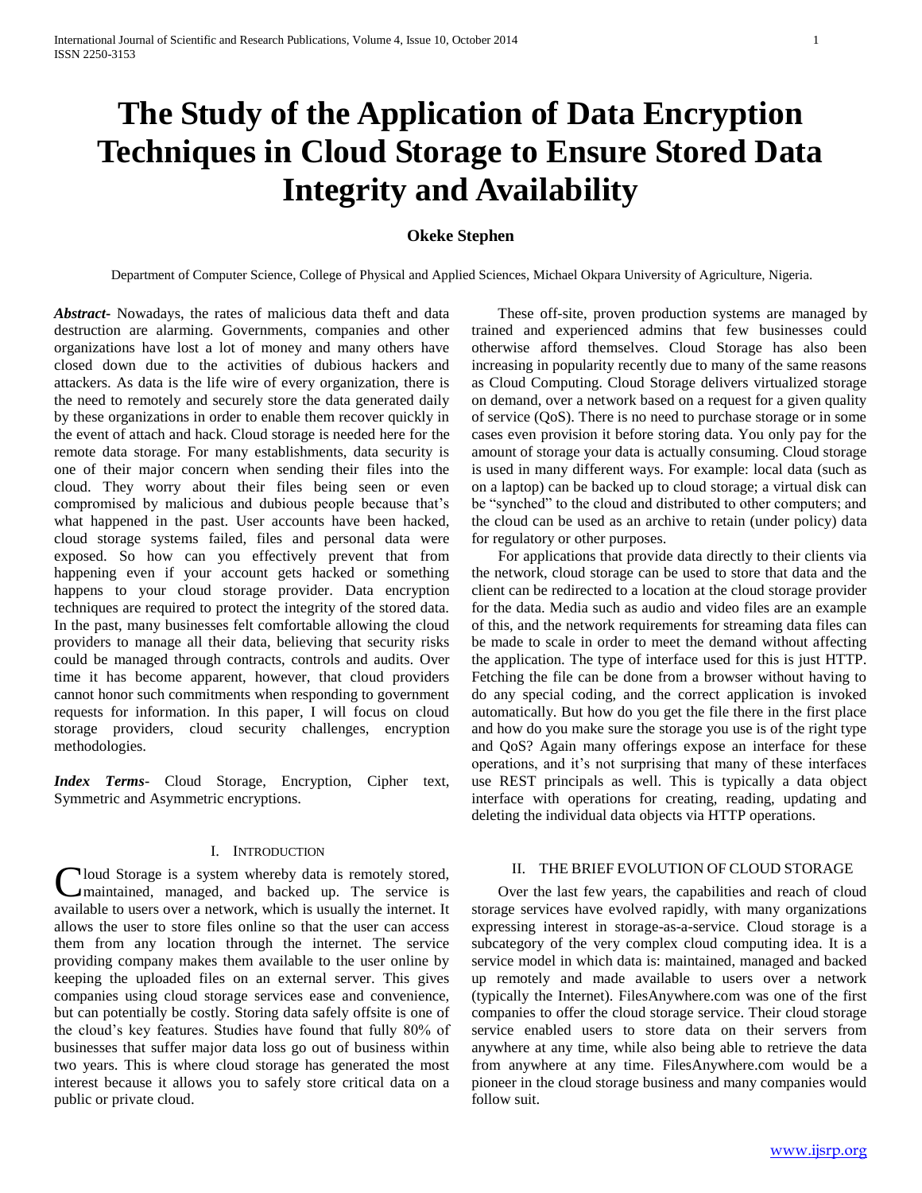# The Study of the Application of Data Encryption Techniques in Cloud Storage to Ensure Stored Data Integrity and Availability

**Okeke Stephen**

Department of Computer Science, College of Physical and Applied Sciences, Michael Okpara University of Agriculture, Nigeria.

***Abstract-*** Nowadays, the rates of malicious data theft and data destruction are alarming. Governments, companies and other organizations have lost a lot of money and many others have closed down due to the activities of dubious hackers and attackers. As data is the life wire of every organization, there is the need to remotely and securely store the data generated daily by these organizations in order to enable them recover quickly in the event of attach and hack. Cloud storage is needed here for the remote data storage. For many establishments, data security is one of their major concern when sending their files into the cloud. They worry about their files being seen or even compromised by malicious and dubious people because that's what happened in the past. User accounts have been hacked, cloud storage systems failed, files and personal data were exposed. So how can you effectively prevent that from happening even if your account gets hacked or something happens to your cloud storage provider. Data encryption techniques are required to protect the integrity of the stored data. In the past, many businesses felt comfortable allowing the cloud providers to manage all their data, believing that security risks could be managed through contracts, controls and audits. Over time it has become apparent, however, that cloud providers cannot honor such commitments when responding to government requests for information. In this paper, I will focus on cloud storage providers, cloud security challenges, encryption methodologies.

***Index Terms*-** Cloud Storage, Encryption, Cipher text, Symmetric and Asymmetric encryptions.

## I. Introduction

Cloud Storage is a system whereby data is remotely stored, maintained, managed, and backed up. The service is available to users over a network, which is usually the internet. It allows the user to store files online so that the user can access them from any location through the internet. The service providing company makes them available to the user online by keeping the uploaded files on an external server. This gives companies using cloud storage services ease and convenience, but can potentially be costly. Storing data safely offsite is one of the cloud's key features. Studies have found that fully 80% of businesses that suffer major data loss go out of business within two years. This is where cloud storage has generated the most interest because it allows you to safely store critical data on a public or private cloud.

These off-site, proven production systems are managed by trained and experienced admins that few businesses could otherwise afford themselves. Cloud Storage has also been increasing in popularity recently due to many of the same reasons as Cloud Computing. Cloud Storage delivers virtualized storage on demand, over a network based on a request for a given quality of service (QoS). There is no need to purchase storage or in some cases even provision it before storing data. You only pay for the amount of storage your data is actually consuming. Cloud storage is used in many different ways. For example: local data (such as on a laptop) can be backed up to cloud storage; a virtual disk can be "synched" to the cloud and distributed to other computers; and the cloud can be used as an archive to retain (under policy) data for regulatory or other purposes.

For applications that provide data directly to their clients via the network, cloud storage can be used to store that data and the client can be redirected to a location at the cloud storage provider for the data. Media such as audio and video files are an example of this, and the network requirements for streaming data files can be made to scale in order to meet the demand without affecting the application. The type of interface used for this is just HTTP. Fetching the file can be done from a browser without having to do any special coding, and the correct application is invoked automatically. But how do you get the file there in the first place and how do you make sure the storage you use is of the right type and QoS? Again many offerings expose an interface for these operations, and it's not surprising that many of these interfaces use REST principals as well. This is typically a data object interface with operations for creating, reading, updating and deleting the individual data objects via HTTP operations.

## II. The Brief Evolution of Cloud Storage

Over the last few years, the capabilities and reach of cloud storage services have evolved rapidly, with many organizations expressing interest in storage-as-a-service. Cloud storage is a subcategory of the very complex cloud computing idea. It is a service model in which data is: maintained, managed and backed up remotely and made available to users over a network (typically the Internet). FilesAnywhere.com was one of the first companies to offer the cloud storage service. Their cloud storage service enabled users to store data on their servers from anywhere at any time, while also being able to retrieve the data from anywhere at any time. FilesAnywhere.com would be a pioneer in the cloud storage business and many companies would follow suit.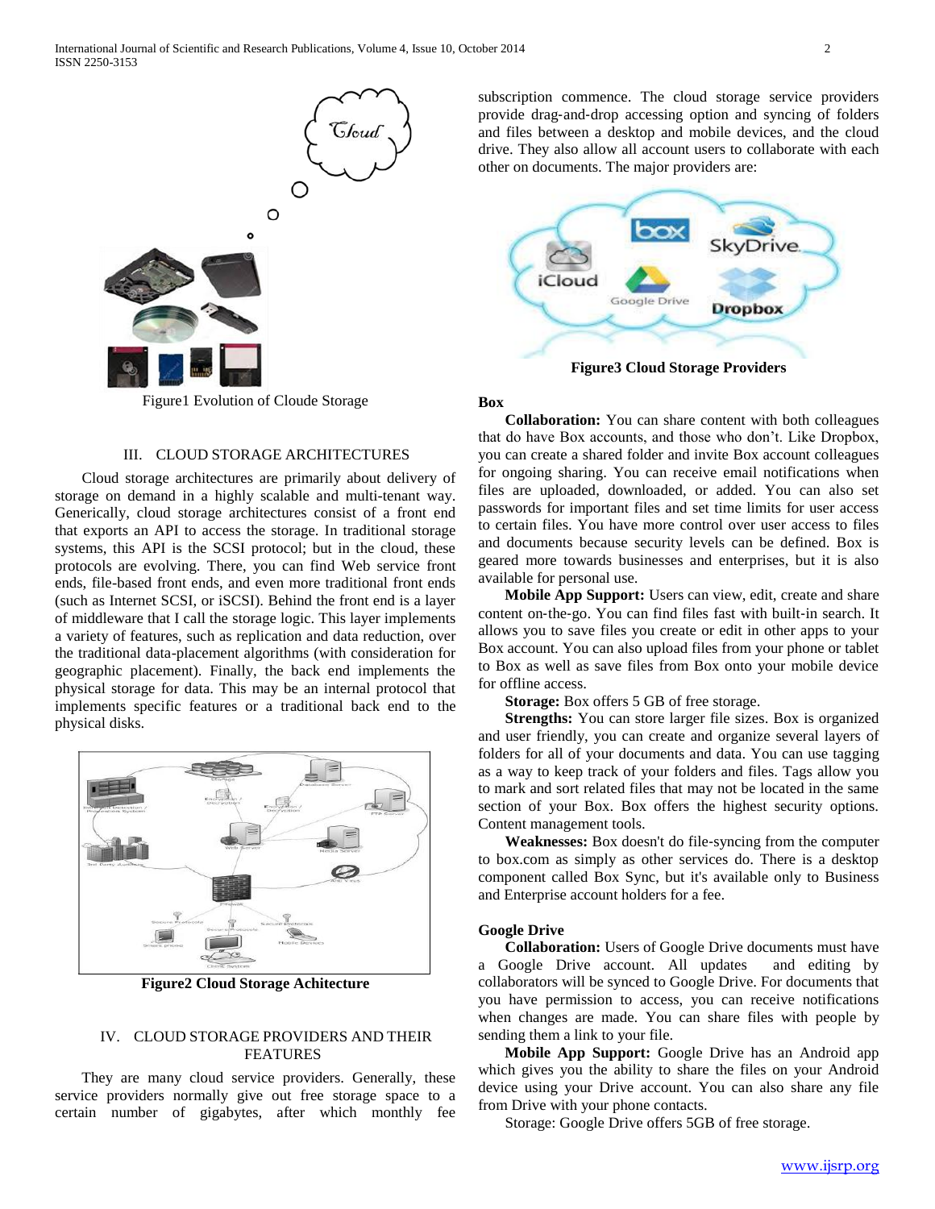Figure1 Evolution of Cloude Storage

## III. CLOUD STORAGE ARCHITECTURES

Cloud storage architectures are primarily about delivery of storage on demand in a highly scalable and multi-tenant way. Generically, cloud storage architectures consist of a front end that exports an API to access the storage. In traditional storage systems, this API is the SCSI protocol; but in the cloud, these protocols are evolving. There, you can find Web service front ends, file-based front ends, and even more traditional front ends (such as Internet SCSI, or iSCSI). Behind the front end is a layer of middleware that I call the storage logic. This layer implements a variety of features, such as replication and data reduction, over the traditional data-placement algorithms (with consideration for geographic placement). Finally, the back end implements the physical storage for data. This may be an internal protocol that implements specific features or a traditional back end to the physical disks.

**Figure2 Cloud Storage Achitecture**

## IV. CLOUD STORAGE PROVIDERS AND THEIR FEATURES

They are many cloud service providers. Generally, these service providers normally give out free storage space to a certain number of gigabytes, after which monthly fee subscription commence. The cloud storage service providers provide drag-and-drop accessing option and syncing of folders and files between a desktop and mobile devices, and the cloud drive. They also allow all account users to collaborate with each other on documents. The major providers are:

**Figure3 Cloud Storage Providers**

### Box

**Collaboration:** You can share content with both colleagues that do have Box accounts, and those who don't. Like Dropbox, you can create a shared folder and invite Box account colleagues for ongoing sharing. You can receive email notifications when files are uploaded, downloaded, or added. You can also set passwords for important files and set time limits for user access to certain files. You have more control over user access to files and documents because security levels can be defined. Box is geared more towards businesses and enterprises, but it is also available for personal use.

**Mobile App Support:** Users can view, edit, create and share content on-the-go. You can find files fast with built-in search. It allows you to save files you create or edit in other apps to your Box account. You can also upload files from your phone or tablet to Box as well as save files from Box onto your mobile device for offline access.

**Storage:** Box offers 5 GB of free storage.

**Strengths:** You can store larger file sizes. Box is organized and user friendly, you can create and organize several layers of folders for all of your documents and data. You can use tagging as a way to keep track of your folders and files. Tags allow you to mark and sort related files that may not be located in the same section of your Box. Box offers the highest security options. Content management tools.

**Weaknesses:** Box doesn't do file-syncing from the computer to box.com as simply as other services do. There is a desktop component called Box Sync, but it's available only to Business and Enterprise account holders for a fee.

### Google Drive

**Collaboration:** Users of Google Drive documents must have a Google Drive account. All updates and editing by collaborators will be synced to Google Drive. For documents that you have permission to access, you can receive notifications when changes are made. You can share files with people by sending them a link to your file.

**Mobile App Support:** Google Drive has an Android app which gives you the ability to share the files on your Android device using your Drive account. You can also share any file from Drive with your phone contacts.

Storage: Google Drive offers 5GB of free storage.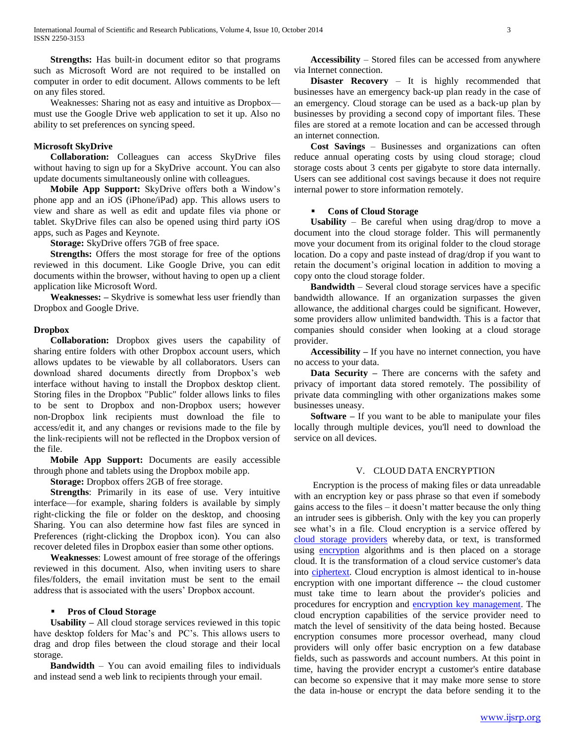**Strengths:** Has built-in document editor so that programs such as Microsoft Word are not required to be installed on computer in order to edit document. Allows comments to be left on any files stored.

Weaknesses: Sharing not as easy and intuitive as Dropbox—must use the Google Drive web application to set it up. Also no ability to set preferences on syncing speed.

**Microsoft SkyDrive**

**Collaboration:** Colleagues can access SkyDrive files without having to sign up for a SkyDrive account. You can also update documents simultaneously online with colleagues.

**Mobile App Support:** SkyDrive offers both a Window's phone app and an iOS (iPhone/iPad) app. This allows users to view and share as well as edit and update files via phone or tablet. SkyDrive files can also be opened using third party iOS apps, such as Pages and Keynote.

**Storage:** SkyDrive offers 7GB of free space.

**Strengths:** Offers the most storage for free of the options reviewed in this document. Like Google Drive, you can edit documents within the browser, without having to open up a client application like Microsoft Word.

**Weaknesses: –** Skydrive is somewhat less user friendly than Dropbox and Google Drive.

**Dropbox**

**Collaboration:** Dropbox gives users the capability of sharing entire folders with other Dropbox account users, which allows updates to be viewable by all collaborators. Users can download shared documents directly from Dropbox's web interface without having to install the Dropbox desktop client. Storing files in the Dropbox "Public" folder allows links to files to be sent to Dropbox and non-Dropbox users; however non-Dropbox link recipients must download the file to access/edit it, and any changes or revisions made to the file by the link-recipients will not be reflected in the Dropbox version of the file.

**Mobile App Support:** Documents are easily accessible through phone and tablets using the Dropbox mobile app.

**Storage:** Dropbox offers 2GB of free storage.

**Strengths**: Primarily in its ease of use. Very intuitive interface—for example, sharing folders is available by simply right-clicking the file or folder on the desktop, and choosing Sharing. You can also determine how fast files are synced in Preferences (right-clicking the Dropbox icon). You can also recover deleted files in Dropbox easier than some other options.

**Weaknesses**: Lowest amount of free storage of the offerings reviewed in this document. Also, when inviting users to share files/folders, the email invitation must be sent to the email address that is associated with the users' Dropbox account.

- **Pros of Cloud Storage**

**Usability –** All cloud storage services reviewed in this topic have desktop folders for Mac's and PC's. This allows users to drag and drop files between the cloud storage and their local storage.

**Bandwidth** – You can avoid emailing files to individuals and instead send a web link to recipients through your email.

**Accessibility** – Stored files can be accessed from anywhere via Internet connection.

**Disaster Recovery** – It is highly recommended that businesses have an emergency back-up plan ready in the case of an emergency. Cloud storage can be used as a back-up plan by businesses by providing a second copy of important files. These files are stored at a remote location and can be accessed through an internet connection.

**Cost Savings** – Businesses and organizations can often reduce annual operating costs by using cloud storage; cloud storage costs about 3 cents per gigabyte to store data internally. Users can see additional cost savings because it does not require internal power to store information remotely.

- **Cons of Cloud Storage**

**Usability** – Be careful when using drag/drop to move a document into the cloud storage folder. This will permanently move your document from its original folder to the cloud storage location. Do a copy and paste instead of drag/drop if you want to retain the document's original location in addition to moving a copy onto the cloud storage folder.

**Bandwidth** – Several cloud storage services have a specific bandwidth allowance. If an organization surpasses the given allowance, the additional charges could be significant. However, some providers allow unlimited bandwidth. This is a factor that companies should consider when looking at a cloud storage provider.

**Accessibility –** If you have no internet connection, you have no access to your data.

**Data Security –** There are concerns with the safety and privacy of important data stored remotely. The possibility of private data commingling with other organizations makes some businesses uneasy.

**Software –** If you want to be able to manipulate your files locally through multiple devices, you'll need to download the service on all devices.

## V. CLOUD DATA ENCRYPTION

Encryption is the process of making files or data unreadable with an encryption key or pass phrase so that even if somebody gains access to the files – it doesn't matter because the only thing an intruder sees is gibberish. Only with the key you can properly see what's in a file. Cloud encryption is a service offered by cloud storage providers whereby data, or text, is transformed using encryption algorithms and is then placed on a storage cloud. It is the transformation of a cloud service customer's data into ciphertext. Cloud encryption is almost identical to in-house encryption with one important difference -- the cloud customer must take time to learn about the provider's policies and procedures for encryption and encryption key management. The cloud encryption capabilities of the service provider need to match the level of sensitivity of the data being hosted. Because encryption consumes more processor overhead, many cloud providers will only offer basic encryption on a few database fields, such as passwords and account numbers. At this point in time, having the provider encrypt a customer's entire database can become so expensive that it may make more sense to store the data in-house or encrypt the data before sending it to the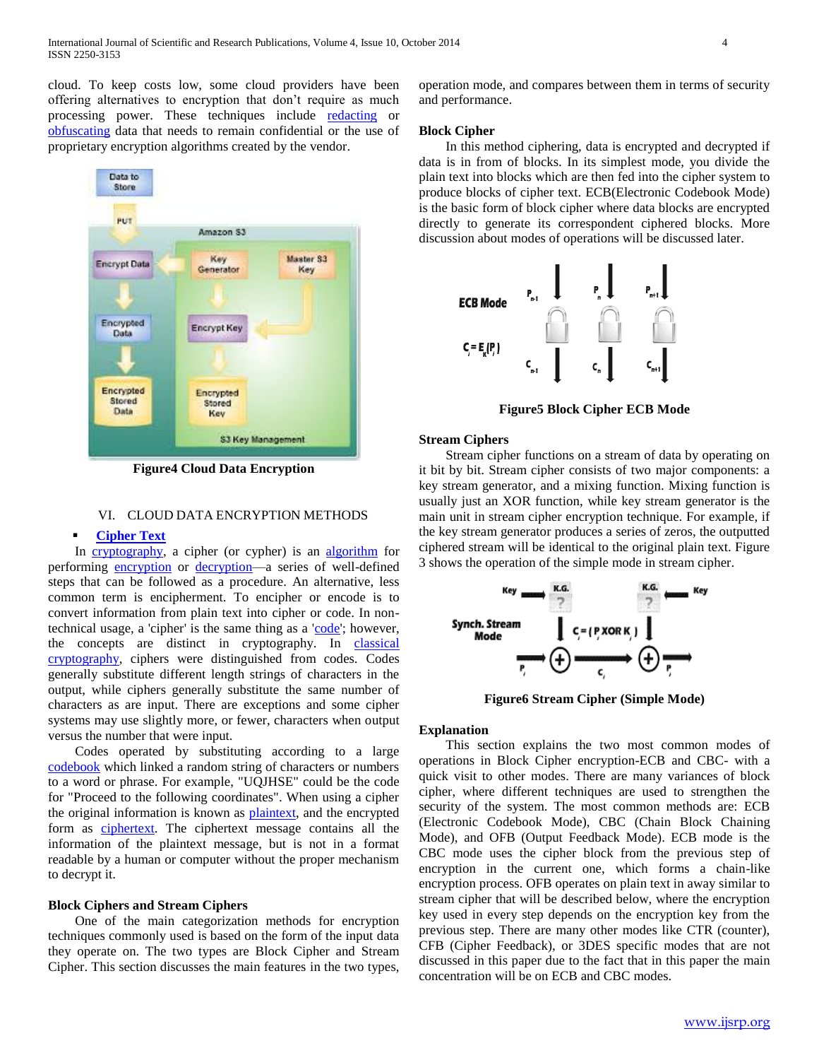cloud. To keep costs low, some cloud providers have been offering alternatives to encryption that don't require as much processing power. These techniques include redacting or obfuscating data that needs to remain confidential or the use of proprietary encryption algorithms created by the vendor.

**Figure4 Cloud Data Encryption**

## VI. CLOUD DATA ENCRYPTION METHODS

- **Cipher Text**

In cryptography, a cipher (or cypher) is an algorithm for performing encryption or decryption—a series of well-defined steps that can be followed as a procedure. An alternative, less common term is encipherment. To encipher or encode is to convert information from plain text into cipher or code. In non-technical usage, a 'cipher' is the same thing as a 'code'; however, the concepts are distinct in cryptography. In classical cryptography, ciphers were distinguished from codes. Codes generally substitute different length strings of characters in the output, while ciphers generally substitute the same number of characters as are input. There are exceptions and some cipher systems may use slightly more, or fewer, characters when output versus the number that were input.

Codes operated by substituting according to a large codebook which linked a random string of characters or numbers to a word or phrase. For example, "UQJHSE" could be the code for "Proceed to the following coordinates". When using a cipher the original information is known as plaintext, and the encrypted form as ciphertext. The ciphertext message contains all the information of the plaintext message, but is not in a format readable by a human or computer without the proper mechanism to decrypt it.

### Block Ciphers and Stream Ciphers

One of the main categorization methods for encryption techniques commonly used is based on the form of the input data they operate on. The two types are Block Cipher and Stream Cipher. This section discusses the main features in the two types, operation mode, and compares between them in terms of security and performance.

### Block Cipher

In this method ciphering, data is encrypted and decrypted if data is in from of blocks. In its simplest mode, you divide the plain text into blocks which are then fed into the cipher system to produce blocks of cipher text. ECB(Electronic Codebook Mode) is the basic form of block cipher where data blocks are encrypted directly to generate its correspondent ciphered blocks. More discussion about modes of operations will be discussed later.

**Figure5 Block Cipher ECB Mode**

### Stream Ciphers

Stream cipher functions on a stream of data by operating on it bit by bit. Stream cipher consists of two major components: a key stream generator, and a mixing function. Mixing function is usually just an XOR function, while key stream generator is the main unit in stream cipher encryption technique. For example, if the key stream generator produces a series of zeros, the outputted ciphered stream will be identical to the original plain text. Figure 3 shows the operation of the simple mode in stream cipher.

**Figure6 Stream Cipher (Simple Mode)**

### Explanation

This section explains the two most common modes of operations in Block Cipher encryption-ECB and CBC- with a quick visit to other modes. There are many variances of block cipher, where different techniques are used to strengthen the security of the system. The most common methods are: ECB (Electronic Codebook Mode), CBC (Chain Block Chaining Mode), and OFB (Output Feedback Mode). ECB mode is the CBC mode uses the cipher block from the previous step of encryption in the current one, which forms a chain-like encryption process. OFB operates on plain text in away similar to stream cipher that will be described below, where the encryption key used in every step depends on the encryption key from the previous step. There are many other modes like CTR (counter), CFB (Cipher Feedback), or 3DES specific modes that are not discussed in this paper due to the fact that in this paper the main concentration will be on ECB and CBC modes.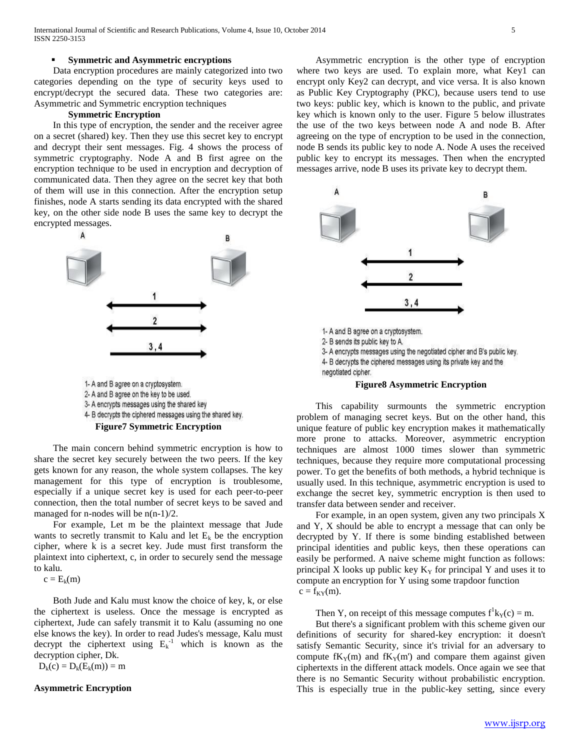- **Symmetric and Asymmetric encryptions**

Data encryption procedures are mainly categorized into two categories depending on the type of security keys used to encrypt/decrypt the secured data. These two categories are: Asymmetric and Symmetric encryption techniques

**Symmetric Encryption**

In this type of encryption, the sender and the receiver agree on a secret (shared) key. Then they use this secret key to encrypt and decrypt their sent messages. Fig. 4 shows the process of symmetric cryptography. Node A and B first agree on the encryption technique to be used in encryption and decryption of communicated data. Then they agree on the secret key that both of them will use in this connection. After the encryption setup finishes, node A starts sending its data encrypted with the shared key, on the other side node B uses the same key to decrypt the encrypted messages.

1- A and B agree on a cryptosystem.
2- A and B agree on the key to be used.
3- A encrypts messages using the shared key
4- B decrypts the ciphered messages using the shared key.

**Figure7 Symmetric Encryption**

The main concern behind symmetric encryption is how to share the secret key securely between the two peers. If the key gets known for any reason, the whole system collapses. The key management for this type of encryption is troublesome, especially if a unique secret key is used for each peer-to-peer connection, then the total number of secret keys to be saved and managed for n-nodes will be n(n-1)/2.

For example, Let m be the plaintext message that Jude wants to secretly transmit to Kalu and let $E_k$ be the encryption cipher, where k is a secret key. Jude must first transform the plaintext into ciphertext, c, in order to securely send the message to kalu.

$c = E_k(m)$

Both Jude and Kalu must know the choice of key, k, or else the ciphertext is useless. Once the message is encrypted as ciphertext, Jude can safely transmit it to Kalu (assuming no one else knows the key). In order to read Judes's message, Kalu must decrypt the ciphertext using $E_k^{-1}$ which is known as the decryption cipher, Dk.

$D_k(c) = D_k(E_k(m)) = m$

**Asymmetric Encryption**

Asymmetric encryption is the other type of encryption where two keys are used. To explain more, what Key1 can encrypt only Key2 can decrypt, and vice versa. It is also known as Public Key Cryptography (PKC), because users tend to use two keys: public key, which is known to the public, and private key which is known only to the user. Figure 5 below illustrates the use of the two keys between node A and node B. After agreeing on the type of encryption to be used in the connection, node B sends its public key to node A. Node A uses the received public key to encrypt its messages. Then when the encrypted messages arrive, node B uses its private key to decrypt them.

1- A and B agree on a cryptosystem.
2- B sends its public key to A.
3- A encrypts messages using the negotiated cipher and B's public key.
4- B decrypts the ciphered messages using its private key and the negotiated cipher.

**Figure8 Asymmetric Encryption**

This capability surmounts the symmetric encryption problem of managing secret keys. But on the other hand, this unique feature of public key encryption makes it mathematically more prone to attacks. Moreover, asymmetric encryption techniques are almost 1000 times slower than symmetric techniques, because they require more computational processing power. To get the benefits of both methods, a hybrid technique is usually used. In this technique, asymmetric encryption is used to exchange the secret key, symmetric encryption is then used to transfer data between sender and receiver.

For example, in an open system, given any two principals X and Y, X should be able to encrypt a message that can only be decrypted by Y. If there is some binding established between principal identities and public keys, then these operations can easily be performed. A naive scheme might function as follows: principal X looks up public key $K_Y$ for principal Y and uses it to compute an encryption for Y using some trapdoor function

$c = f_{KY}(m)$.

Then Y, on receipt of this message computes $f^1k_Y(c) = m$.

But there's a significant problem with this scheme given our definitions of security for shared-key encryption: it doesn't satisfy Semantic Security, since it's trivial for an adversary to compute $fK_Y(m)$ and $fK_Y(m')$ and compare them against given ciphertexts in the different attack models. Once again we see that there is no Semantic Security without probabilistic encryption. This is especially true in the public-key setting, since every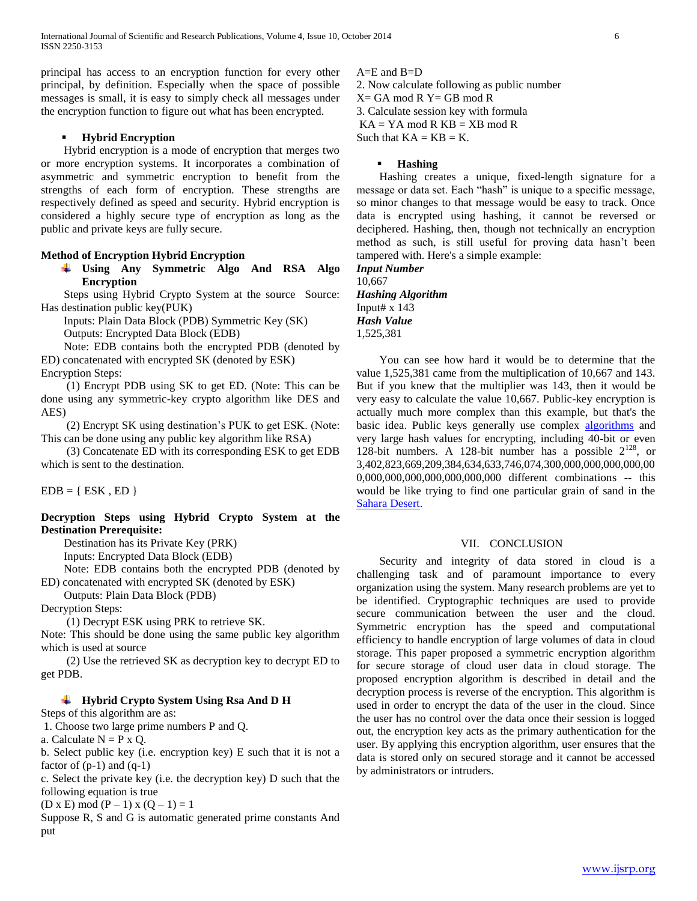principal has access to an encryption function for every other principal, by definition. Especially when the space of possible messages is small, it is easy to simply check all messages under the encryption function to figure out what has been encrypted.

- **Hybrid Encryption**

Hybrid encryption is a mode of encryption that merges two or more encryption systems. It incorporates a combination of asymmetric and symmetric encryption to benefit from the strengths of each form of encryption. These strengths are respectively defined as speed and security. Hybrid encryption is considered a highly secure type of encryption as long as the public and private keys are fully secure.

**Method of Encryption Hybrid Encryption**

- **Using Any Symmetric Algo And RSA Algo Encryption**

Steps using Hybrid Crypto System at the source Source: Has destination public key(PUK)

Inputs: Plain Data Block (PDB) Symmetric Key (SK)

Outputs: Encrypted Data Block (EDB)

Note: EDB contains both the encrypted PDB (denoted by ED) concatenated with encrypted SK (denoted by ESK)

Encryption Steps:

(1) Encrypt PDB using SK to get ED. (Note: This can be done using any symmetric-key crypto algorithm like DES and AES)

(2) Encrypt SK using destination's PUK to get ESK. (Note: This can be done using any public key algorithm like RSA)

(3) Concatenate ED with its corresponding ESK to get EDB which is sent to the destination.

EDB = { ESK , ED }

**Decryption Steps using Hybrid Crypto System at the Destination Prerequisite:**

Destination has its Private Key (PRK)

Inputs: Encrypted Data Block (EDB)

Note: EDB contains both the encrypted PDB (denoted by ED) concatenated with encrypted SK (denoted by ESK)

Outputs: Plain Data Block (PDB)

Decryption Steps:

(1) Decrypt ESK using PRK to retrieve SK.

Note: This should be done using the same public key algorithm which is used at source

(2) Use the retrieved SK as decryption key to decrypt ED to get PDB.

- **Hybrid Crypto System Using Rsa And D H**

Steps of this algorithm are as:

1. Choose two large prime numbers P and Q.

a. Calculate N = P x Q.

b. Select public key (i.e. encryption key) E such that it is not a factor of (p-1) and (q-1)

c. Select the private key (i.e. the decryption key) D such that the following equation is true

$(D \times E) \bmod (P - 1) \times (Q - 1) = 1$

Suppose R, S and G is automatic generated prime constants And put

A=E and B=D

2. Now calculate following as public number

X= GA mod R Y= GB mod R

3. Calculate session key with formula

KA = YA mod R KB = XB mod R

Such that KA = KB = K.

- **Hashing**

Hashing creates a unique, fixed-length signature for a message or data set. Each "hash" is unique to a specific message, so minor changes to that message would be easy to track. Once data is encrypted using hashing, it cannot be reversed or deciphered. Hashing, then, though not technically an encryption method as such, is still useful for proving data hasn't been tampered with. Here's a simple example:

***Input Number***

10,667

***Hashing Algorithm***

Input# x 143

***Hash Value***

1,525,381

You can see how hard it would be to determine that the value 1,525,381 came from the multiplication of 10,667 and 143. But if you knew that the multiplier was 143, then it would be very easy to calculate the value 10,667. Public-key encryption is actually much more complex than this example, but that's the basic idea. Public keys generally use complex algorithms and very large hash values for encrypting, including 40-bit or even 128-bit numbers. A 128-bit number has a possible $2^{128}$, or 3,402,823,669,209,384,634,633,746,074,300,000,000,000,000,000,000,000,000,000,000 different combinations -- this would be like trying to find one particular grain of sand in the Sahara Desert.

## VII. CONCLUSION

Security and integrity of data stored in cloud is a challenging task and of paramount importance to every organization using the system. Many research problems are yet to be identified. Cryptographic techniques are used to provide secure communication between the user and the cloud. Symmetric encryption has the speed and computational efficiency to handle encryption of large volumes of data in cloud storage. This paper proposed a symmetric encryption algorithm for secure storage of cloud user data in cloud storage. The proposed encryption algorithm is described in detail and the decryption process is reverse of the encryption. This algorithm is used in order to encrypt the data of the user in the cloud. Since the user has no control over the data once their session is logged out, the encryption key acts as the primary authentication for the user. By applying this encryption algorithm, user ensures that the data is stored only on secured storage and it cannot be accessed by administrators or intruders.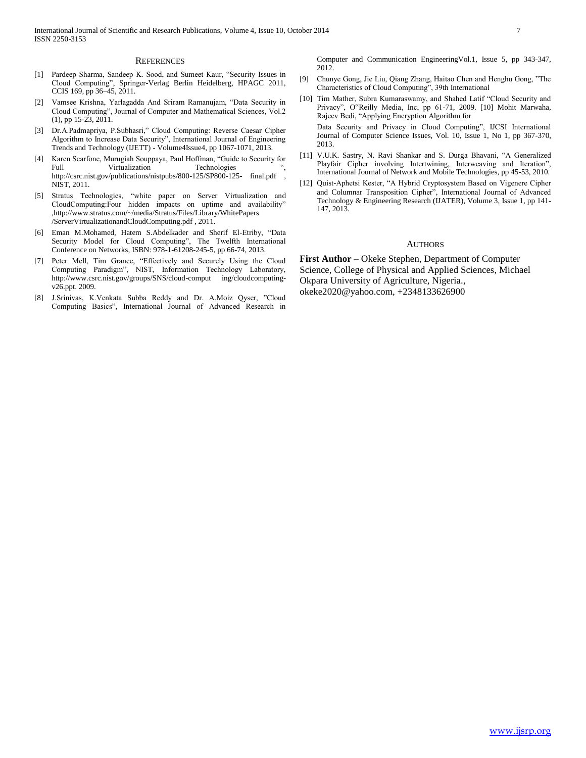## References

[1] Pardeep Sharma, Sandeep K. Sood, and Sumeet Kaur, "Security Issues in Cloud Computing", Springer-Verlag Berlin Heidelberg, HPAGC 2011, CCIS 169, pp 36–45, 2011.

[2] Vamsee Krishna, Yarlagadda And Sriram Ramanujam, "Data Security in Cloud Computing", Journal of Computer and Mathematical Sciences, Vol.2 (1), pp 15-23, 2011.

[3] Dr.A.Padmapriya, P.Subhasri," Cloud Computing: Reverse Caesar Cipher Algorithm to Increase Data Security", International Journal of Engineering Trends and Technology (IJETT) - Volume4Issue4, pp 1067-1071, 2013.

[4] Karen Scarfone, Murugiah Souppaya, Paul Hoffman, "Guide to Security for Full Virtualization Technologies ", http://csrc.nist.gov/publications/nistpubs/800-125/SP800-125- final.pdf , NIST, 2011.

[5] Stratus Technologies, "white paper on Server Virtualization and CloudComputing:Four hidden impacts on uptime and availability" ,http://www.stratus.com/~/media/Stratus/Files/Library/WhitePapers /ServerVirtualizationandCloudComputing.pdf , 2011.

[6] Eman M.Mohamed, Hatem S.Abdelkader and Sherif El-Etriby, "Data Security Model for Cloud Computing", The Twelfth International Conference on Networks, ISBN: 978-1-61208-245-5, pp 66-74, 2013.

[7] Peter Mell, Tim Grance, "Effectively and Securely Using the Cloud Computing Paradigm", NIST, Information Technology Laboratory, http://www.csrc.nist.gov/groups/SNS/cloud-comput ing/cloudcomputing-v26.ppt. 2009.

[8] J.Srinivas, K.Venkata Subba Reddy and Dr. A.Moiz Qyser, "Cloud Computing Basics", International Journal of Advanced Research in Computer and Communication EngineeringVol.1, Issue 5, pp 343-347, 2012.

[9] Chunye Gong, Jie Liu, Qiang Zhang, Haitao Chen and Henghu Gong, "The Characteristics of Cloud Computing", 39th International

[10] Tim Mather, Subra Kumaraswamy, and Shahed Latif "Cloud Security and Privacy", O"Reilly Media, Inc, pp 61-71, 2009. [10] Mohit Marwaha, Rajeev Bedi, "Applying Encryption Algorithm for

Data Security and Privacy in Cloud Computing", IJCSI International Journal of Computer Science Issues, Vol. 10, Issue 1, No 1, pp 367-370, 2013.

[11] V.U.K. Sastry, N. Ravi Shankar and S. Durga Bhavani, "A Generalized Playfair Cipher involving Intertwining, Interweaving and Iteration", International Journal of Network and Mobile Technologies, pp 45-53, 2010.

[12] Quist-Aphetsi Kester, "A Hybrid Cryptosystem Based on Vigenere Cipher and Columnar Transposition Cipher", International Journal of Advanced Technology & Engineering Research (IJATER), Volume 3, Issue 1, pp 141-147, 2013.

## Authors

**First Author** – Okeke Stephen, Department of Computer Science, College of Physical and Applied Sciences, Michael Okpara University of Agriculture, Nigeria., okeke2020@yahoo.com, +2348133626900